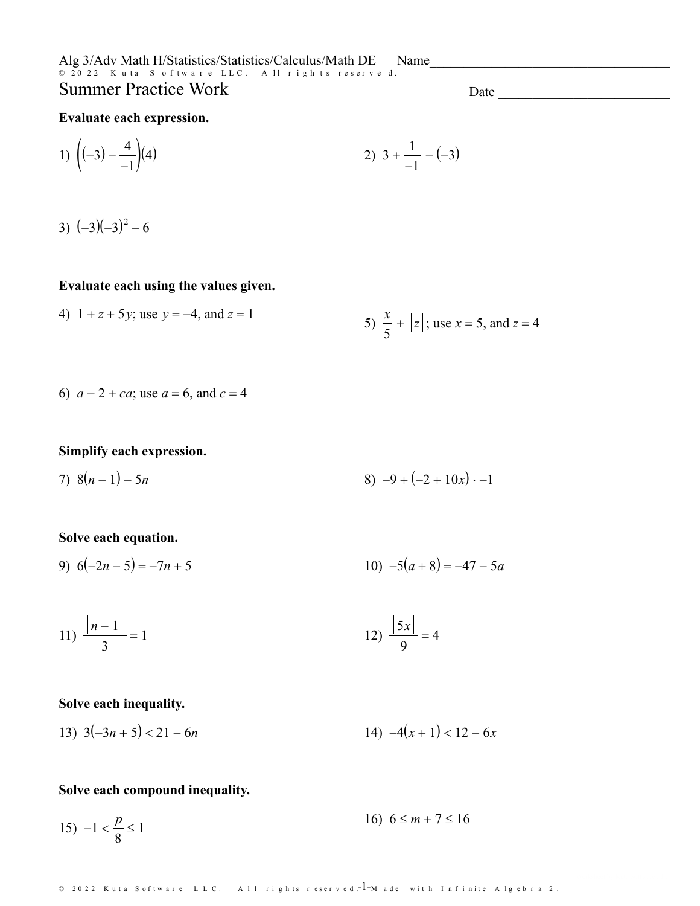Alg 3/Adv Math H/Statistics/Statistics/Calculus/Math DE Name____________________

# Summer Practice Work

Date ____________________

**Evaluate each expression.**

1) $\left((-3) - \frac{4}{-1}\right)(4)$

2) $3 + \frac{1}{-1} - (-3)$

3) $(-3)(-3)^2 - 6$

**Evaluate each using the values given.**

4) $1 + z + 5y$; use $y = -4$, and $z = 1$

5) $\frac{x}{5} + |z|$; use $x = 5$, and $z = 4$

6) $a - 2 + ca$; use $a = 6$, and $c = 4$

**Simplify each expression.**

7) $8(n - 1) - 5n$

8) $-9 + (-2 + 10x) \cdot -1$

**Solve each equation.**

9) $6(-2n - 5) = -7n + 5$

10) $-5(a + 8) = -47 - 5a$

11) $\frac{|n - 1|}{3} = 1$

12) $\frac{|5x|}{9} = 4$

**Solve each inequality.**

13) $3(-3n + 5) < 21 - 6n$

14) $-4(x + 1) < 12 - 6x$

**Solve each compound inequality.**

15) $-1 < \frac{p}{8} \leq 1$

16) $6 \leq m + 7 \leq 16$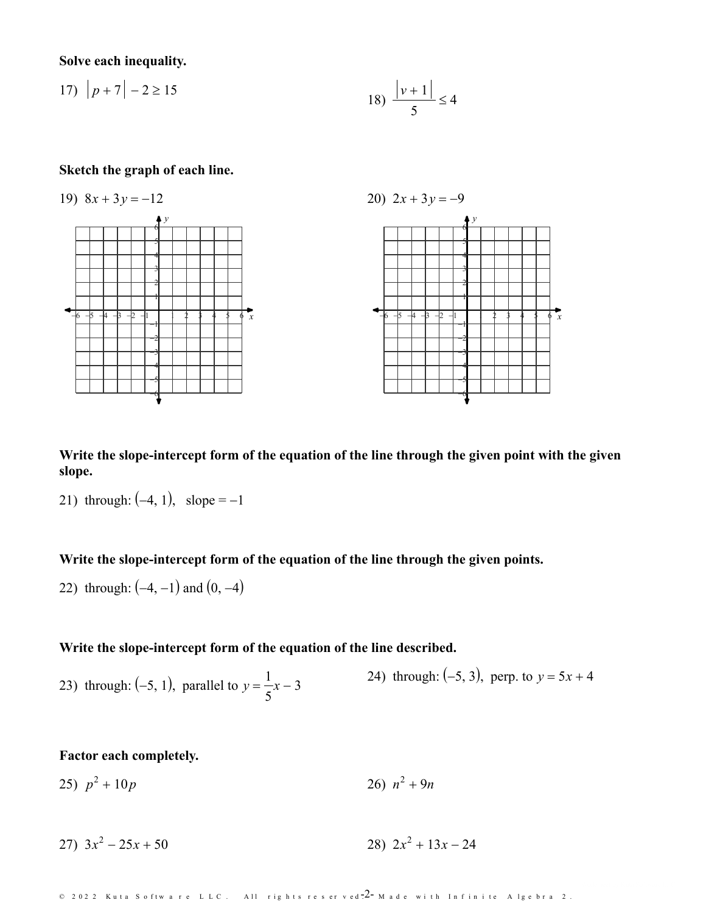**Solve each inequality.**

17) $|p + 7| - 2 \geq 15$

18) $\dfrac{|v + 1|}{5} \leq 4$

**Sketch the graph of each line.**

19) $8x + 3y = -12$

20) $2x + 3y = -9$

**Write the slope-intercept form of the equation of the line through the given point with the given slope.**

21) through: $(-4, 1)$, slope $= -1$

**Write the slope-intercept form of the equation of the line through the given points.**

22) through: $(-4, -1)$ and $(0, -4)$

**Write the slope-intercept form of the equation of the line described.**

23) through: $(-5, 1)$, parallel to $y = \dfrac{1}{5}x - 3$

24) through: $(-5, 3)$, perp. to $y = 5x + 4$

**Factor each completely.**

25) $p^2 + 10p$

26) $n^2 + 9n$

27) $3x^2 - 25x + 50$

28) $2x^2 + 13x - 24$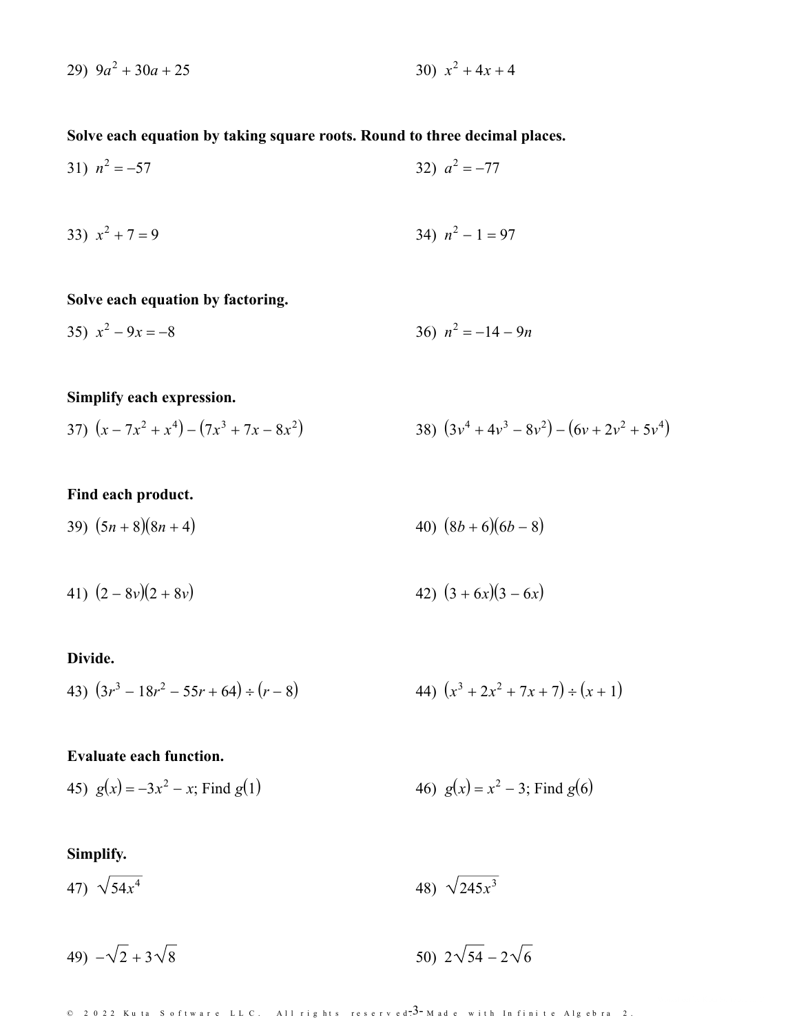29) $9a^2 + 30a + 25$

30) $x^2 + 4x + 4$

**Solve each equation by taking square roots. Round to three decimal places.**

31) $n^2 = -57$

32) $a^2 = -77$

33) $x^2 + 7 = 9$

34) $n^2 - 1 = 97$

**Solve each equation by factoring.**

35) $x^2 - 9x = -8$

36) $n^2 = -14 - 9n$

**Simplify each expression.**

37) $(x - 7x^2 + x^4) - (7x^3 + 7x - 8x^2)$

38) $(3v^4 + 4v^3 - 8v^2) - (6v + 2v^2 + 5v^4)$

**Find each product.**

39) $(5n + 8)(8n + 4)$

40) $(8b + 6)(6b - 8)$

41) $(2 - 8v)(2 + 8v)$

42) $(3 + 6x)(3 - 6x)$

**Divide.**

43) $(3r^3 - 18r^2 - 55r + 64) \div (r - 8)$

44) $(x^3 + 2x^2 + 7x + 7) \div (x + 1)$

**Evaluate each function.**

45) $g(x) = -3x^2 - x$; Find $g(1)$

46) $g(x) = x^2 - 3$; Find $g(6)$

**Simplify.**

47) $\sqrt{54x^4}$

48) $\sqrt{245x^3}$

49) $-\sqrt{2} + 3\sqrt{8}$

50) $2\sqrt{54} - 2\sqrt{6}$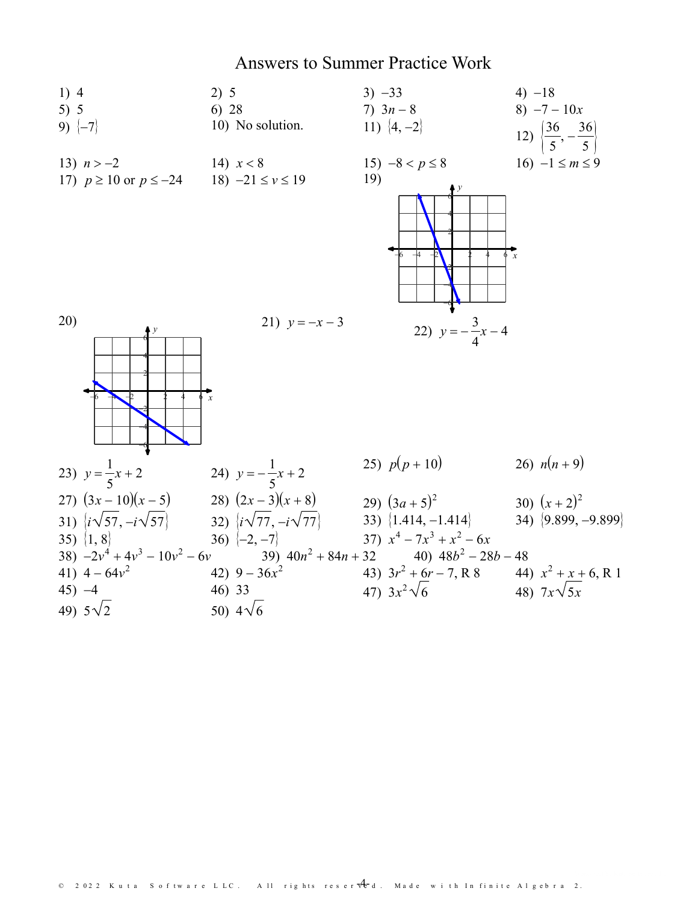# Answers to Summer Practice Work

1) $4$

2) $5$

3) $-33$

4) $-18$

5) $5$

6) $28$

7) $3n - 8$

8) $-7 - 10x$

9) $\{-7\}$

10) No solution.

11) $\{4, -2\}$

12) $\left\{\frac{36}{5}, -\frac{36}{5}\right\}$

13) $n > -2$

14) $x < 8$

15) $-8 < p \leq 8$

16) $-1 \leq m \leq 9$

17) $p \geq 10$ or $p \leq -24$

18) $-21 \leq v \leq 19$

19)

y
6
4
2
−6 −4 −2 2 4 6 x
−2
−4
−6

20)

y
6
4
2
−6 −4 −2 2 4 6 x
−2
−4
−6

21) $y = -x - 3$

22) $y = -\frac{3}{4}x - 4$

23) $y = \frac{1}{5}x + 2$

24) $y = -\frac{1}{5}x + 2$

25) $p(p + 10)$

26) $n(n + 9)$

27) $(3x - 10)(x - 5)$

28) $(2x - 3)(x + 8)$

29) $(3a + 5)^2$

30) $(x + 2)^2$

31) $\{i\sqrt{57}, -i\sqrt{57}\}$

32) $\{i\sqrt{77}, -i\sqrt{77}\}$

33) $\{1.414, -1.414\}$

34) $\{9.899, -9.899\}$

35) $\{1, 8\}$

36) $\{-2, -7\}$

37) $x^4 - 7x^3 + x^2 - 6x$

38) $-2v^4 + 4v^3 - 10v^2 - 6v$

39) $40n^2 + 84n + 32$

40) $48b^2 - 28b - 48$

41) $4 - 64v^2$

42) $9 - 36x^2$

43) $3r^2 + 6r - 7$, R $8$

44) $x^2 + x + 6$, R $1$

45) $-4$

46) $33$

47) $3x^2\sqrt{6}$

48) $7x\sqrt{5x}$

49) $5\sqrt{2}$

50) $4\sqrt{6}$

© 2022 Kuta Software LLC. All rights reserved. Made with Infinite Algebra 2.